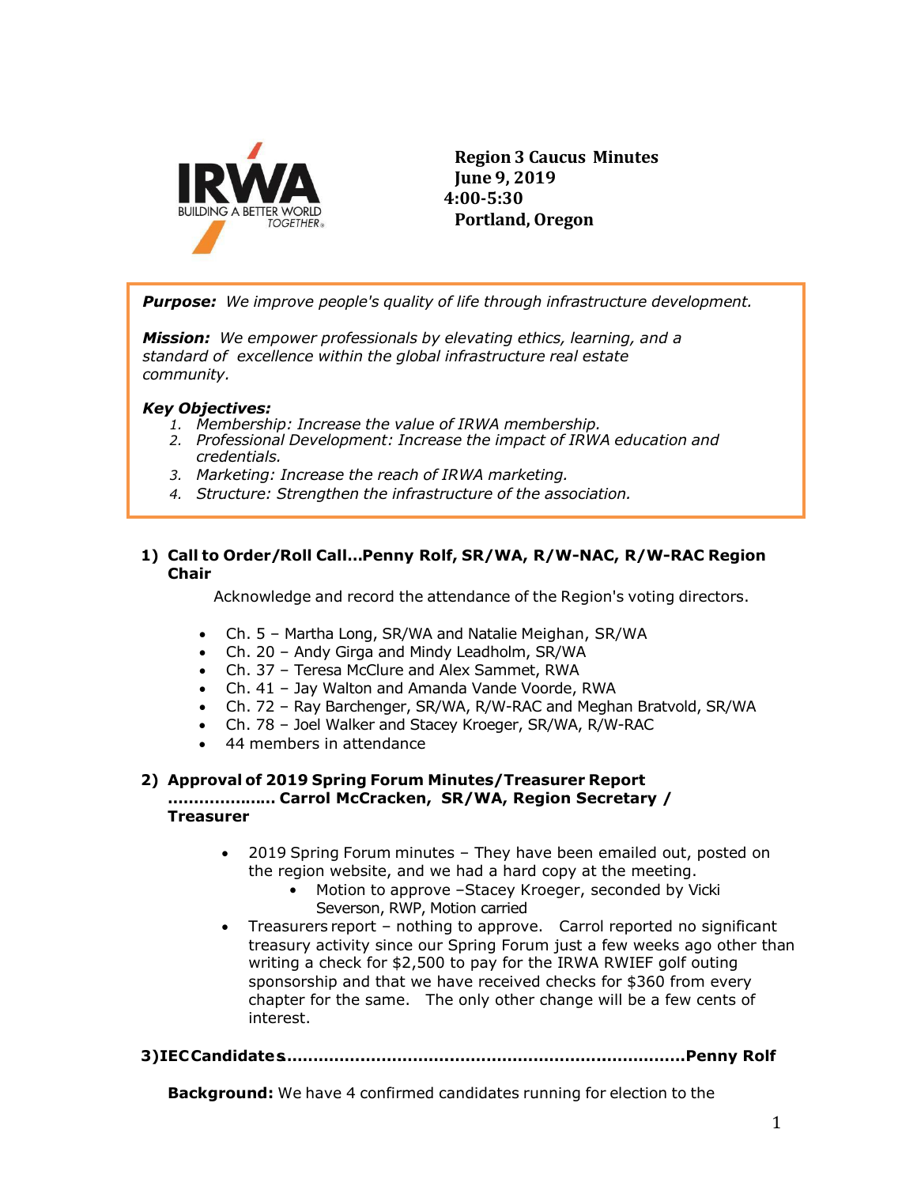IRWA
BUILDING A BETTER WORLD TOGETHER®

**Region 3 Caucus Minutes**
**June 9, 2019**
**4:00-5:30**
**Portland, Oregon**

***Purpose:*** *We improve people's quality of life through infrastructure development.*

***Mission:*** *We empower professionals by elevating ethics, learning, and a standard of excellence within the global infrastructure real estate community.*

***Key Objectives:***

1. *Membership: Increase the value of IRWA membership.*
2. *Professional Development: Increase the impact of IRWA education and credentials.*
3. *Marketing: Increase the reach of IRWA marketing.*
4. *Structure: Strengthen the infrastructure of the association.*

**1) Call to Order/Roll Call…Penny Rolf, SR/WA, R/W-NAC, R/W-RAC Region Chair**

Acknowledge and record the attendance of the Region's voting directors.

- Ch. 5 – Martha Long, SR/WA and Natalie Meighan, SR/WA
- Ch. 20 – Andy Girga and Mindy Leadholm, SR/WA
- Ch. 37 – Teresa McClure and Alex Sammet, RWA
- Ch. 41 – Jay Walton and Amanda Vande Voorde, RWA
- Ch. 72 – Ray Barchenger, SR/WA, R/W-RAC and Meghan Bratvold, SR/WA
- Ch. 78 – Joel Walker and Stacey Kroeger, SR/WA, R/W-RAC
- 44 members in attendance

**2) Approval of 2019 Spring Forum Minutes/Treasurer Report ………………… Carrol McCracken, SR/WA, Region Secretary / Treasurer**

- 2019 Spring Forum minutes – They have been emailed out, posted on the region website, and we had a hard copy at the meeting.
  - Motion to approve –Stacey Kroeger, seconded by Vicki Severson, RWP, Motion carried
- Treasurers report – nothing to approve. Carrol reported no significant treasury activity since our Spring Forum just a few weeks ago other than writing a check for $2,500 to pay for the IRWA RWIEF golf outing sponsorship and that we have received checks for $360 from every chapter for the same. The only other change will be a few cents of interest.

**3) IEC Candidates……………………………………………………………………Penny Rolf**

**Background:** We have 4 confirmed candidates running for election to the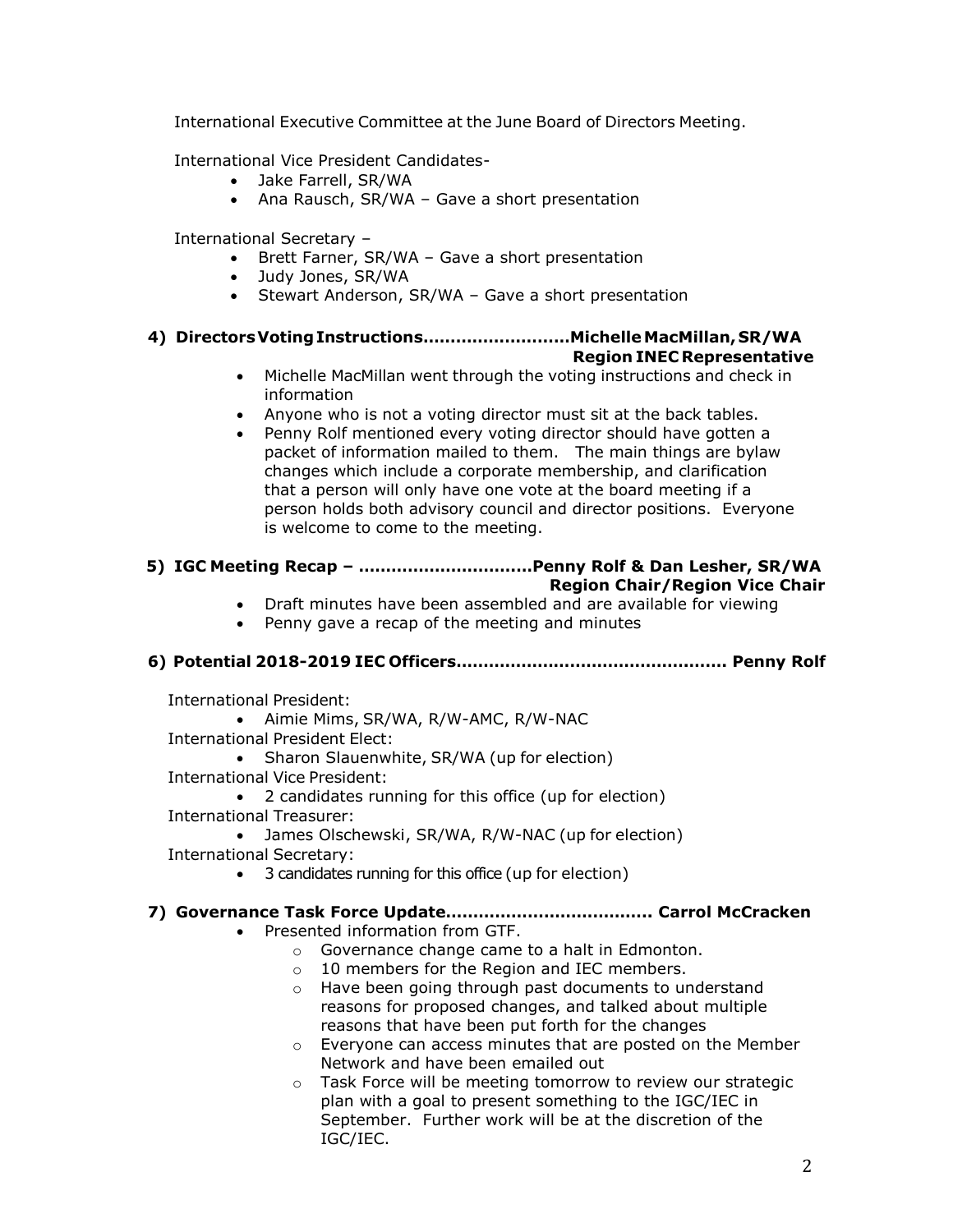International Executive Committee at the June Board of Directors Meeting.

International Vice President Candidates-

- Jake Farrell, SR/WA
- Ana Rausch, SR/WA – Gave a short presentation

International Secretary –

- Brett Farner, SR/WA – Gave a short presentation
- Judy Jones, SR/WA
- Stewart Anderson, SR/WA – Gave a short presentation

**4) Directors Voting Instructions..........................Michelle MacMillan, SR/WA Region INEC Representative**

- Michelle MacMillan went through the voting instructions and check in information
- Anyone who is not a voting director must sit at the back tables.
- Penny Rolf mentioned every voting director should have gotten a packet of information mailed to them. The main things are bylaw changes which include a corporate membership, and clarification that a person will only have one vote at the board meeting if a person holds both advisory council and director positions. Everyone is welcome to come to the meeting.

**5) IGC Meeting Recap – ...............................Penny Rolf & Dan Lesher, SR/WA Region Chair/Region Vice Chair**

- Draft minutes have been assembled and are available for viewing
- Penny gave a recap of the meeting and minutes

**6) Potential 2018-2019 IEC Officers................................................ Penny Rolf**

International President:

- Aimie Mims, SR/WA, R/W-AMC, R/W-NAC

International President Elect:

- Sharon Slauenwhite, SR/WA (up for election)

International Vice President:

- 2 candidates running for this office (up for election)

International Treasurer:

- James Olschewski, SR/WA, R/W-NAC (up for election)

International Secretary:

- 3 candidates running for this office (up for election)

**7) Governance Task Force Update..................................... Carrol McCracken**

- Presented information from GTF.
  - Governance change came to a halt in Edmonton.
  - 10 members for the Region and IEC members.
  - Have been going through past documents to understand reasons for proposed changes, and talked about multiple reasons that have been put forth for the changes
  - Everyone can access minutes that are posted on the Member Network and have been emailed out
  - Task Force will be meeting tomorrow to review our strategic plan with a goal to present something to the IGC/IEC in September. Further work will be at the discretion of the IGC/IEC.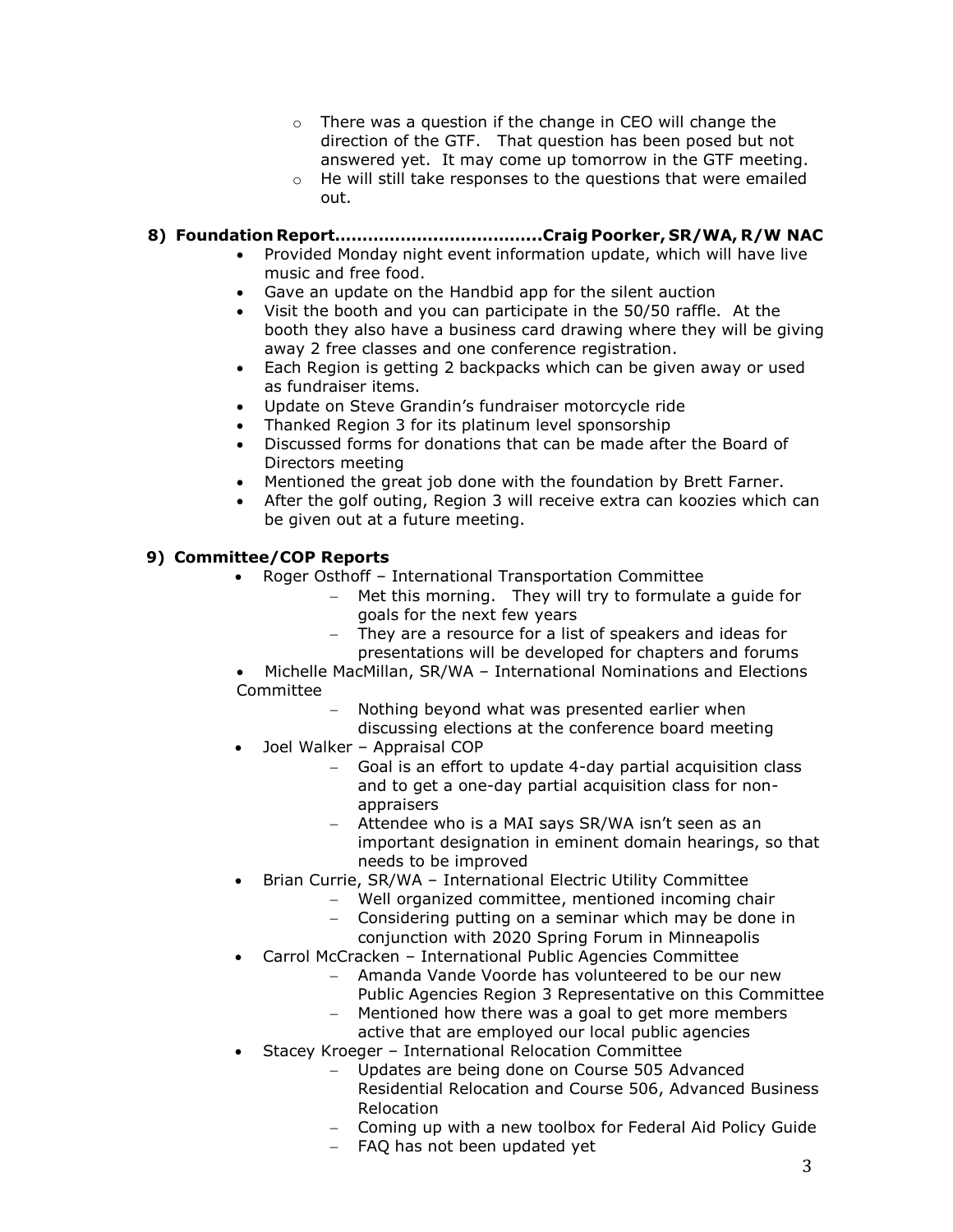- There was a question if the change in CEO will change the direction of the GTF. That question has been posed but not answered yet. It may come up tomorrow in the GTF meeting.
  - He will still take responses to the questions that were emailed out.

**8) Foundation Report.....................................Craig Poorker, SR/WA, R/W NAC**

- Provided Monday night event information update, which will have live music and free food.
- Gave an update on the Handbid app for the silent auction
- Visit the booth and you can participate in the 50/50 raffle. At the booth they also have a business card drawing where they will be giving away 2 free classes and one conference registration.
- Each Region is getting 2 backpacks which can be given away or used as fundraiser items.
- Update on Steve Grandin's fundraiser motorcycle ride
- Thanked Region 3 for its platinum level sponsorship
- Discussed forms for donations that can be made after the Board of Directors meeting
- Mentioned the great job done with the foundation by Brett Farner.
- After the golf outing, Region 3 will receive extra can koozies which can be given out at a future meeting.

**9) Committee/COP Reports**

- Roger Osthoff – International Transportation Committee
  - Met this morning. They will try to formulate a guide for goals for the next few years
  - They are a resource for a list of speakers and ideas for presentations will be developed for chapters and forums
- Michelle MacMillan, SR/WA – International Nominations and Elections Committee
  - Nothing beyond what was presented earlier when discussing elections at the conference board meeting
- Joel Walker – Appraisal COP
  - Goal is an effort to update 4-day partial acquisition class and to get a one-day partial acquisition class for non-appraisers
  - Attendee who is a MAI says SR/WA isn't seen as an important designation in eminent domain hearings, so that needs to be improved
- Brian Currie, SR/WA – International Electric Utility Committee
  - Well organized committee, mentioned incoming chair
  - Considering putting on a seminar which may be done in conjunction with 2020 Spring Forum in Minneapolis
- Carrol McCracken – International Public Agencies Committee
  - Amanda Vande Voorde has volunteered to be our new Public Agencies Region 3 Representative on this Committee
  - Mentioned how there was a goal to get more members active that are employed our local public agencies
- Stacey Kroeger – International Relocation Committee
  - Updates are being done on Course 505 Advanced Residential Relocation and Course 506, Advanced Business Relocation
  - Coming up with a new toolbox for Federal Aid Policy Guide
  - FAQ has not been updated yet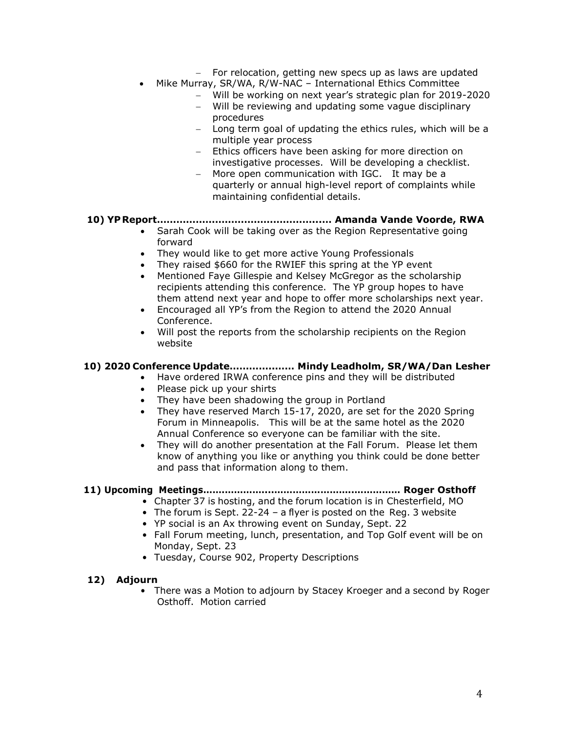- For relocation, getting new specs up as laws are updated
- Mike Murray, SR/WA, R/W-NAC – International Ethics Committee
   - Will be working on next year's strategic plan for 2019-2020
   - Will be reviewing and updating some vague disciplinary procedures
   - Long term goal of updating the ethics rules, which will be a multiple year process
   - Ethics officers have been asking for more direction on investigative processes. Will be developing a checklist.
   - More open communication with IGC. It may be a quarterly or annual high-level report of complaints while maintaining confidential details.

**10) YP Report.................................................... Amanda Vande Voorde, RWA**

- Sarah Cook will be taking over as the Region Representative going forward
- They would like to get more active Young Professionals
- They raised $660 for the RWIEF this spring at the YP event
- Mentioned Faye Gillespie and Kelsey McGregor as the scholarship recipients attending this conference. The YP group hopes to have them attend next year and hope to offer more scholarships next year.
- Encouraged all YP's from the Region to attend the 2020 Annual Conference.
- Will post the reports from the scholarship recipients on the Region website

**10) 2020 Conference Update................... Mindy Leadholm, SR/WA/Dan Lesher**

- Have ordered IRWA conference pins and they will be distributed
- Please pick up your shirts
- They have been shadowing the group in Portland
- They have reserved March 15-17, 2020, are set for the 2020 Spring Forum in Minneapolis. This will be at the same hotel as the 2020 Annual Conference so everyone can be familiar with the site.
- They will do another presentation at the Fall Forum. Please let them know of anything you like or anything you think could be done better and pass that information along to them.

**11) Upcoming Meetings.............................................................. Roger Osthoff**

- Chapter 37 is hosting, and the forum location is in Chesterfield, MO
- The forum is Sept. 22-24 – a flyer is posted on the Reg. 3 website
- YP social is an Ax throwing event on Sunday, Sept. 22
- Fall Forum meeting, lunch, presentation, and Top Golf event will be on Monday, Sept. 23
- Tuesday, Course 902, Property Descriptions

**12) Adjourn**

- There was a Motion to adjourn by Stacey Kroeger and a second by Roger Osthoff. Motion carried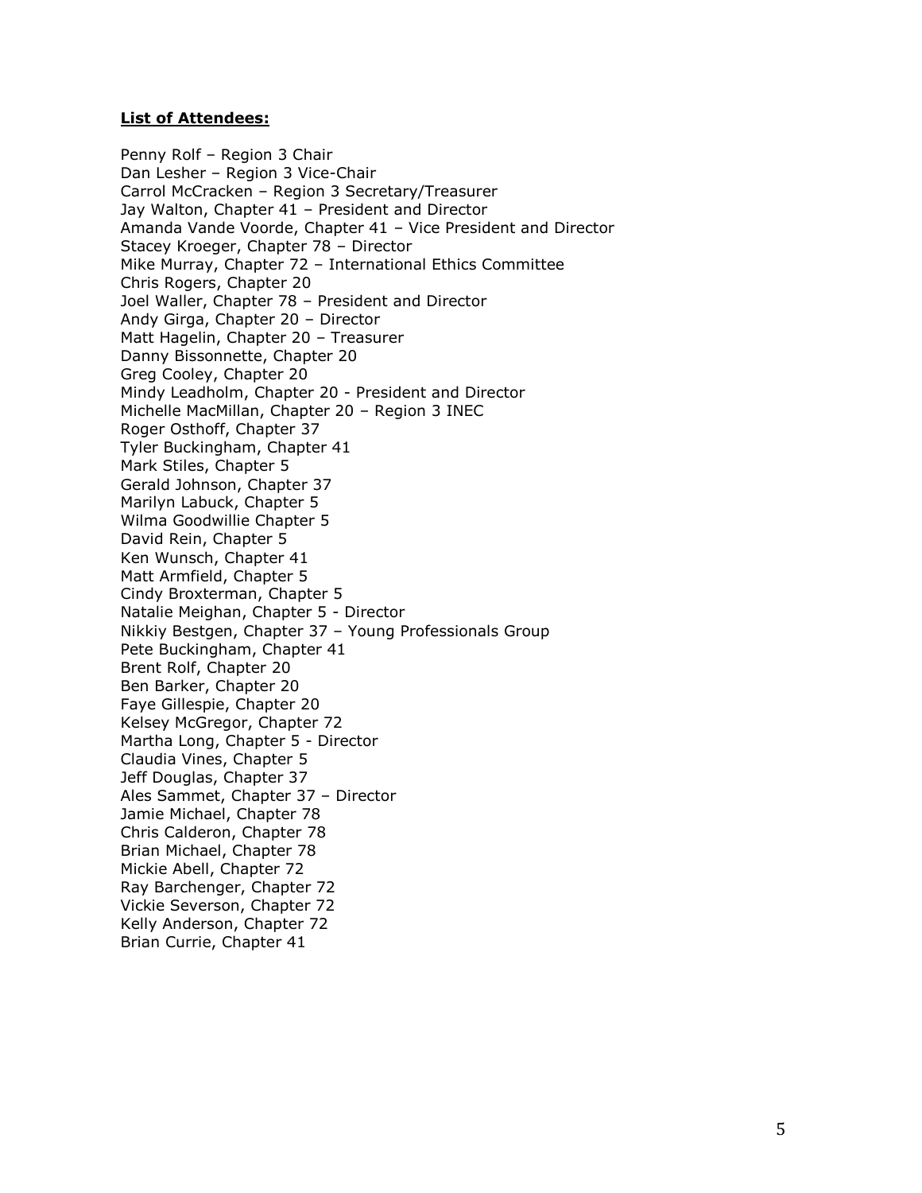**List of Attendees:**

Penny Rolf – Region 3 Chair
Dan Lesher – Region 3 Vice-Chair
Carrol McCracken – Region 3 Secretary/Treasurer
Jay Walton, Chapter 41 – President and Director
Amanda Vande Voorde, Chapter 41 – Vice President and Director
Stacey Kroeger, Chapter 78 – Director
Mike Murray, Chapter 72 – International Ethics Committee
Chris Rogers, Chapter 20
Joel Waller, Chapter 78 – President and Director
Andy Girga, Chapter 20 – Director
Matt Hagelin, Chapter 20 – Treasurer
Danny Bissonnette, Chapter 20
Greg Cooley, Chapter 20
Mindy Leadholm, Chapter 20 - President and Director
Michelle MacMillan, Chapter 20 – Region 3 INEC
Roger Osthoff, Chapter 37
Tyler Buckingham, Chapter 41
Mark Stiles, Chapter 5
Gerald Johnson, Chapter 37
Marilyn Labuck, Chapter 5
Wilma Goodwillie Chapter 5
David Rein, Chapter 5
Ken Wunsch, Chapter 41
Matt Armfield, Chapter 5
Cindy Broxterman, Chapter 5
Natalie Meighan, Chapter 5 - Director
Nikkiy Bestgen, Chapter 37 – Young Professionals Group
Pete Buckingham, Chapter 41
Brent Rolf, Chapter 20
Ben Barker, Chapter 20
Faye Gillespie, Chapter 20
Kelsey McGregor, Chapter 72
Martha Long, Chapter 5 - Director
Claudia Vines, Chapter 5
Jeff Douglas, Chapter 37
Ales Sammet, Chapter 37 – Director
Jamie Michael, Chapter 78
Chris Calderon, Chapter 78
Brian Michael, Chapter 78
Mickie Abell, Chapter 72
Ray Barchenger, Chapter 72
Vickie Severson, Chapter 72
Kelly Anderson, Chapter 72
Brian Currie, Chapter 41